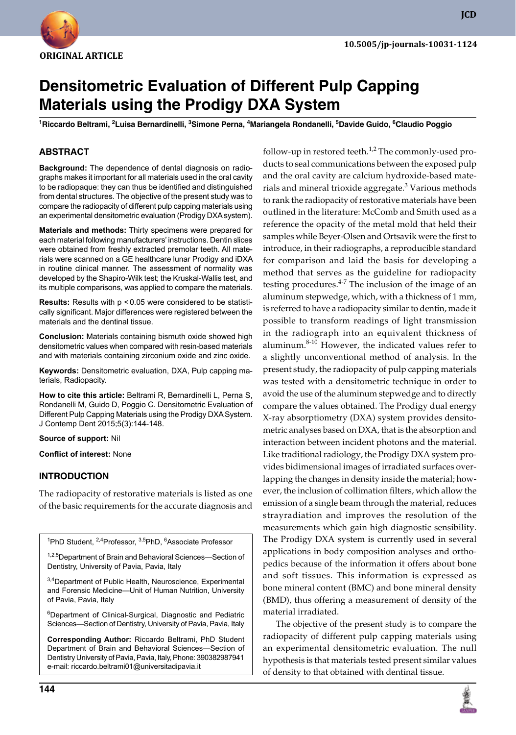ORIGINAL ARTICLE

10.5005/jp-journals-10031-1124

# Densitometric Evaluation of Different Pulp Capping Materials using the Prodigy DXA System

[1]Riccardo Beltrami, [2]Luisa Bernardinelli, [3]Simone Perna, [4]Mariangela Rondanelli, [5]Davide Guido, [6]Claudio Poggio

## ABSTRACT

**Background:** The dependence of dental diagnosis on radiographs makes it important for all materials used in the oral cavity to be radiopaque: they can thus be identified and distinguished from dental structures. The objective of the present study was to compare the radiopacity of different pulp capping materials using an experimental densitometric evaluation (Prodigy DXA system).

**Materials and methods:** Thirty specimens were prepared for each material following manufacturers' instructions. Dentin slices were obtained from freshly extracted premolar teeth. All materials were scanned on a GE healthcare lunar Prodigy and iDXA in routine clinical manner. The assessment of normality was developed by the Shapiro-Wilk test; the Kruskal-Wallis test, and its multiple comparisons, was applied to compare the materials.

**Results:** Results with $p < 0.05$ were considered to be statistically significant. Major differences were registered between the materials and the dentinal tissue.

**Conclusion:** Materials containing bismuth oxide showed high densitometric values when compared with resin-based materials and with materials containing zirconium oxide and zinc oxide.

**Keywords:** Densitometric evaluation, DXA, Pulp capping materials, Radiopacity.

**How to cite this article:** Beltrami R, Bernardinelli L, Perna S, Rondanelli M, Guido D, Poggio C. Densitometric Evaluation of Different Pulp Capping Materials using the Prodigy DXA System. J Contemp Dent 2015;5(3):144-148.

**Source of support:** Nil

**Conflict of interest:** None

[1]PhD Student, [2,4]Professor, [3,5]PhD, [6]Associate Professor

[1,2,5]Department of Brain and Behavioral Sciences—Section of Dentistry, University of Pavia, Pavia, Italy

[3,4]Department of Public Health, Neuroscience, Experimental and Forensic Medicine—Unit of Human Nutrition, University of Pavia, Pavia, Italy

[6]Department of Clinical-Surgical, Diagnostic and Pediatric Sciences—Section of Dentistry, University of Pavia, Pavia, Italy

**Corresponding Author:** Riccardo Beltrami, PhD Student Department of Brain and Behavioral Sciences—Section of Dentistry University of Pavia, Pavia, Italy, Phone: 390382987941 e-mail: riccardo.beltrami01@universitadipavia.it

## INTRODUCTION

The radiopacity of restorative materials is listed as one of the basic requirements for the accurate diagnosis and follow-up in restored teeth.[1,2] The commonly-used products to seal communications between the exposed pulp and the oral cavity are calcium hydroxide-based materials and mineral trioxide aggregate.[3] Various methods to rank the radiopacity of restorative materials have been outlined in the literature: McComb and Smith used as a reference the opacity of the metal mold that held their samples while Beyer-Olsen and Ortsavik were the first to introduce, in their radiographs, a reproducible standard for comparison and laid the basis for developing a method that serves as the guideline for radiopacity testing procedures.[4-7] The inclusion of the image of an aluminum stepwedge, which, with a thickness of 1 mm, is referred to have a radiopacity similar to dentin, made it possible to transform readings of light transmission in the radiograph into an equivalent thickness of aluminum.[8-10] However, the indicated values refer to a slightly unconventional method of analysis. In the present study, the radiopacity of pulp capping materials was tested with a densitometric technique in order to avoid the use of the aluminum stepwedge and to directly compare the values obtained. The Prodigy dual energy X-ray absorptiometry (DXA) system provides densitometric analyses based on DXA, that is the absorption and interaction between incident photons and the material. Like traditional radiology, the Prodigy DXA system provides bidimensional images of irradiated surfaces overlapping the changes in density inside the material; however, the inclusion of collimation filters, which allow the emission of a single beam through the material, reduces strayradiation and improves the resolution of the measurements which gain high diagnostic sensibility. The Prodigy DXA system is currently used in several applications in body composition analyses and orthopedics because of the information it offers about bone and soft tissues. This information is expressed as bone mineral content (BMC) and bone mineral density (BMD), thus offering a measurement of density of the material irradiated.

The objective of the present study is to compare the radiopacity of different pulp capping materials using an experimental densitometric evaluation. The null hypothesis is that materials tested present similar values of density to that obtained with dentinal tissue.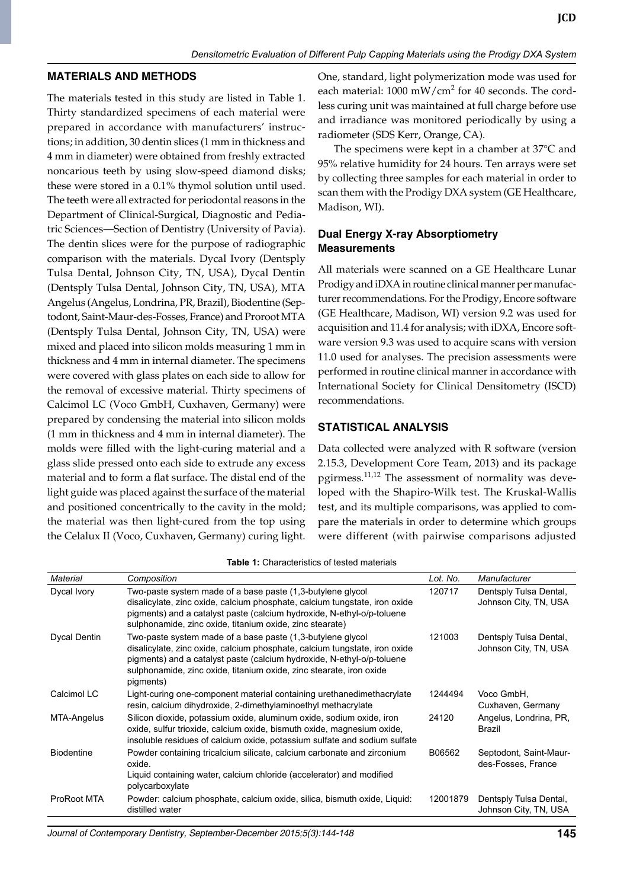## MATERIALS AND METHODS

The materials tested in this study are listed in Table 1. Thirty standardized specimens of each material were prepared in accordance with manufacturers' instructions; in addition, 30 dentin slices (1 mm in thickness and 4 mm in diameter) were obtained from freshly extracted noncarious teeth by using slow-speed diamond disks; these were stored in a 0.1% thymol solution until used. The teeth were all extracted for periodontal reasons in the Department of Clinical-Surgical, Diagnostic and Pediatric Sciences—Section of Dentistry (University of Pavia). The dentin slices were for the purpose of radiographic comparison with the materials. Dycal Ivory (Dentsply Tulsa Dental, Johnson City, TN, USA), Dycal Dentin (Dentsply Tulsa Dental, Johnson City, TN, USA), MTA Angelus (Angelus, Londrina, PR, Brazil), Biodentine (Septodont, Saint-Maur-des-Fosses, France) and Proroot MTA (Dentsply Tulsa Dental, Johnson City, TN, USA) were mixed and placed into silicon molds measuring 1 mm in thickness and 4 mm in internal diameter. The specimens were covered with glass plates on each side to allow for the removal of excessive material. Thirty specimens of Calcimol LC (Voco GmbH, Cuxhaven, Germany) were prepared by condensing the material into silicon molds (1 mm in thickness and 4 mm in internal diameter). The molds were filled with the light-curing material and a glass slide pressed onto each side to extrude any excess material and to form a flat surface. The distal end of the light guide was placed against the surface of the material and positioned concentrically to the cavity in the mold; the material was then light-cured from the top using the Celalux II (Voco, Cuxhaven, Germany) curing light. One, standard, light polymerization mode was used for each material: 1000 mW/cm$^2$ for 40 seconds. The cordless curing unit was maintained at full charge before use and irradiance was monitored periodically by using a radiometer (SDS Kerr, Orange, CA).

The specimens were kept in a chamber at 37°C and 95% relative humidity for 24 hours. Ten arrays were set by collecting three samples for each material in order to scan them with the Prodigy DXA system (GE Healthcare, Madison, WI).

### Dual Energy X-ray Absorptiometry Measurements

All materials were scanned on a GE Healthcare Lunar Prodigy and iDXA in routine clinical manner per manufacturer recommendations. For the Prodigy, Encore software (GE Healthcare, Madison, WI) version 9.2 was used for acquisition and 11.4 for analysis; with iDXA, Encore software version 9.3 was used to acquire scans with version 11.0 used for analyses. The precision assessments were performed in routine clinical manner in accordance with International Society for Clinical Densitometry (ISCD) recommendations.

## STATISTICAL ANALYSIS

Data collected were analyzed with R software (version 2.15.3, Development Core Team, 2013) and its package pgirmess.[11,12] The assessment of normality was developed with the Shapiro-Wilk test. The Kruskal-Wallis test, and its multiple comparisons, was applied to compare the materials in order to determine which groups were different (with pairwise comparisons adjusted

**Table 1:** Characteristics of tested materials

| *Material* | *Composition* | *Lot. No.* | *Manufacturer* |
|---|---|---|---|
| Dycal Ivory | Two-paste system made of a base paste (1,3-butylene glycol disalicylate, zinc oxide, calcium phosphate, calcium tungstate, iron oxide pigments) and a catalyst paste (calcium hydroxide, N-ethyl-o/p-toluene sulphonamide, zinc oxide, titanium oxide, zinc stearate) | 120717 | Dentsply Tulsa Dental, Johnson City, TN, USA |
| Dycal Dentin | Two-paste system made of a base paste (1,3-butylene glycol disalicylate, zinc oxide, calcium phosphate, calcium tungstate, iron oxide pigments) and a catalyst paste (calcium hydroxide, N-ethyl-o/p-toluene sulphonamide, zinc oxide, titanium oxide, zinc stearate, iron oxide pigments) | 121003 | Dentsply Tulsa Dental, Johnson City, TN, USA |
| Calcimol LC | Light-curing one-component material containing urethanedimethacrylate resin, calcium dihydroxide, 2-dimethylaminoethyl methacrylate | 1244494 | Voco GmbH, Cuxhaven, Germany |
| MTA-Angelus | Silicon dioxide, potassium oxide, aluminum oxide, sodium oxide, iron oxide, sulfur trioxide, calcium oxide, bismuth oxide, magnesium oxide, insoluble residues of calcium oxide, potassium sulfate and sodium sulfate | 24120 | Angelus, Londrina, PR, Brazil |
| Biodentine | Powder containing tricalcium silicate, calcium carbonate and zirconium oxide.<br>Liquid containing water, calcium chloride (accelerator) and modified polycarboxylate | B06562 | Septodont, Saint-Maur-des-Fosses, France |
| ProRoot MTA | Powder: calcium phosphate, calcium oxide, silica, bismuth oxide, Liquid: distilled water | 12001879 | Dentsply Tulsa Dental, Johnson City, TN, USA |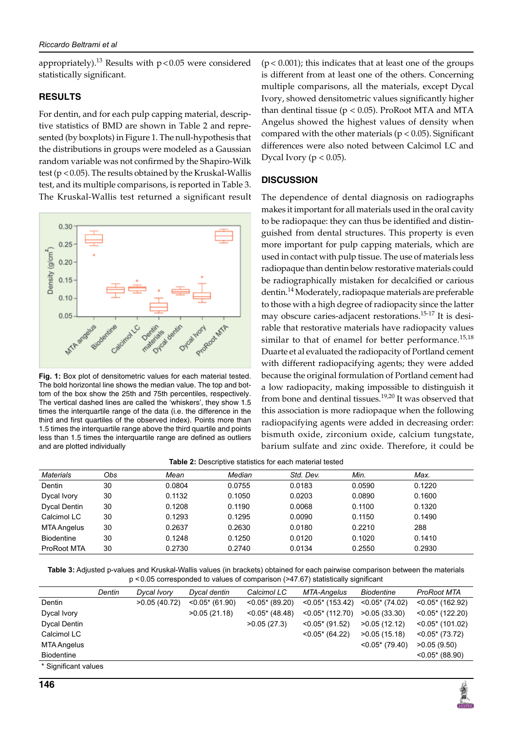appropriately).[13] Results with $p<0.05$ were considered statistically significant.

## RESULTS

For dentin, and for each pulp capping material, descriptive statistics of BMD are shown in Table 2 and represented (by boxplots) in Figure 1. The null-hypothesis that the distributions in groups were modeled as a Gaussian random variable was not confirmed by the Shapiro-Wilk test ($p<0.05$). The results obtained by the Kruskal-Wallis test, and its multiple comparisons, is reported in Table 3. The Kruskal-Wallis test returned a significant result ($p<0.001$); this indicates that at least one of the groups is different from at least one of the others. Concerning multiple comparisons, all the materials, except Dycal Ivory, showed densitometric values significantly higher than dentinal tissue ($p<0.05$). ProRoot MTA and MTA Angelus showed the highest values of density when compared with the other materials ($p<0.05$). Significant differences were also noted between Calcimol LC and Dycal Ivory ($p<0.05$).

**Fig. 1:** Box plot of densitometric values for each material tested. The bold horizontal line shows the median value. The top and bottom of the box show the 25th and 75th percentiles, respectively. The vertical dashed lines are called the 'whiskers', they show 1.5 times the interquartile range of the data (i.e. the difference in the third and first quartiles of the observed index). Points more than 1.5 times the interquartile range above the third quartile and points less than 1.5 times the interquartile range are defined as outliers and are plotted individually

## DISCUSSION

The dependence of dental diagnosis on radiographs makes it important for all materials used in the oral cavity to be radiopaque: they can thus be identified and distinguished from dental structures. This property is even more important for pulp capping materials, which are used in contact with pulp tissue. The use of materials less radiopaque than dentin below restorative materials could be radiographically mistaken for decalcified or carious dentin.[14] Moderately, radiopaque materials are preferable to those with a high degree of radiopacity since the latter may obscure caries-adjacent restorations.[15-17] It is desirable that restorative materials have radiopacity values similar to that of enamel for better performance.[15,18] Duarte et al evaluated the radiopacity of Portland cement with different radiopacifying agents; they were added because the original formulation of Portland cement had a low radiopacity, making impossible to distinguish it from bone and dentinal tissues.[19,20] It was observed that this association is more radiopaque when the following radiopacifying agents were added in decreasing order: bismuth oxide, zirconium oxide, calcium tungstate, barium sulfate and zinc oxide. Therefore, it could be

**Table 2:** Descriptive statistics for each material tested

| *Materials* | *Obs* | *Mean* | *Median* | *Std. Dev.* | *Min.* | *Max.* |
|---|---|---|---|---|---|---|
| Dentin | 30 | 0.0804 | 0.0755 | 0.0183 | 0.0590 | 0.1220 |
| Dycal Ivory | 30 | 0.1132 | 0.1050 | 0.0203 | 0.0890 | 0.1600 |
| Dycal Dentin | 30 | 0.1208 | 0.1190 | 0.0068 | 0.1100 | 0.1320 |
| Calcimol LC | 30 | 0.1293 | 0.1295 | 0.0090 | 0.1150 | 0.1490 |
| MTA Angelus | 30 | 0.2637 | 0.2630 | 0.0180 | 0.2210 | 288 |
| Biodentine | 30 | 0.1248 | 0.1250 | 0.0120 | 0.1020 | 0.1410 |
| ProRoot MTA | 30 | 0.2730 | 0.2740 | 0.0134 | 0.2550 | 0.2930 |

**Table 3:** Adjusted p-values and Kruskal-Wallis values (in brackets) obtained for each pairwise comparison between the materials $p<0.05$ corresponded to values of comparison (>47.67) statistically significant

| | *Dentin* | *Dycal Ivory* | *Dycal dentin* | *Calcimol LC* | *MTA-Angelus* | *Biodentine* | *ProRoot MTA* |
|---|---|---|---|---|---|---|---|
| Dentin | | >0.05 (40.72) | <0.05* (61.90) | <0.05* (89.20) | <0.05* (153.42) | <0.05* (74.02) | <0.05* (162.92) |
| Dycal Ivory | | | >0.05 (21.18) | <0.05* (48.48) | <0.05* (112.70) | >0.05 (33.30) | <0.05* (122.20) |
| Dycal Dentin | | | | >0.05 (27.3) | <0.05* (91.52) | >0.05 (12.12) | <0.05* (101.02) |
| Calcimol LC | | | | | <0.05* (64.22) | >0.05 (15.18) | <0.05* (73.72) |
| MTA Angelus | | | | | | <0.05* (79.40) | >0.05 (9.50) |
| Biodentine | | | | | | | <0.05* (88.90) |

\* Significant values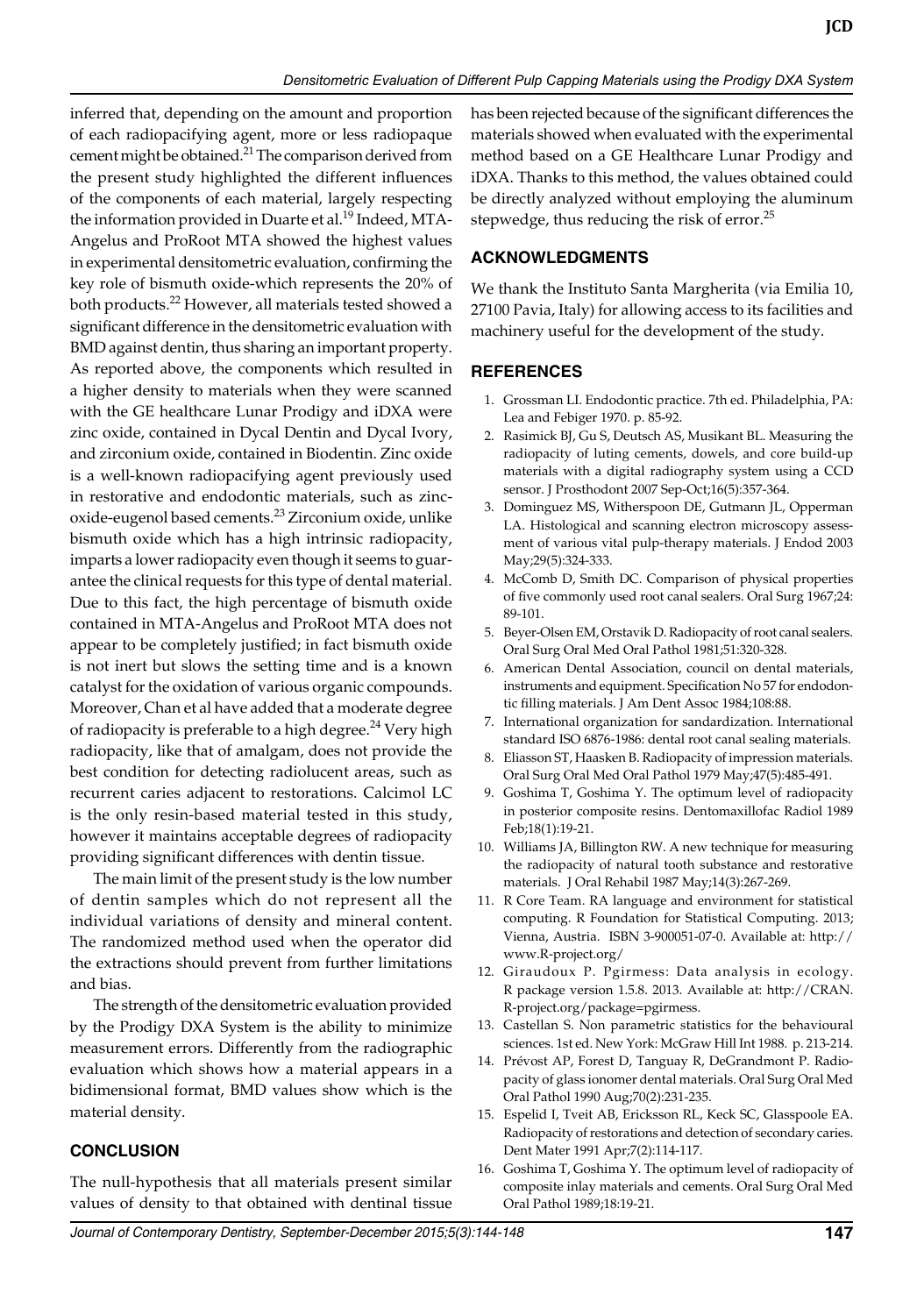inferred that, depending on the amount and proportion of each radiopacifying agent, more or less radiopaque cement might be obtained.[21] The comparison derived from the present study highlighted the different influences of the components of each material, largely respecting the information provided in Duarte et al.[19] Indeed, MTA-Angelus and ProRoot MTA showed the highest values in experimental densitometric evaluation, confirming the key role of bismuth oxide-which represents the 20% of both products.[22] However, all materials tested showed a significant difference in the densitometric evaluation with BMD against dentin, thus sharing an important property. As reported above, the components which resulted in a higher density to materials when they were scanned with the GE healthcare Lunar Prodigy and iDXA were zinc oxide, contained in Dycal Dentin and Dycal Ivory, and zirconium oxide, contained in Biodentin. Zinc oxide is a well-known radiopacifying agent previously used in restorative and endodontic materials, such as zinc-oxide-eugenol based cements.[23] Zirconium oxide, unlike bismuth oxide which has a high intrinsic radiopacity, imparts a lower radiopacity even though it seems to guarantee the clinical requests for this type of dental material. Due to this fact, the high percentage of bismuth oxide contained in MTA-Angelus and ProRoot MTA does not appear to be completely justified; in fact bismuth oxide is not inert but slows the setting time and is a known catalyst for the oxidation of various organic compounds. Moreover, Chan et al have added that a moderate degree of radiopacity is preferable to a high degree.[24] Very high radiopacity, like that of amalgam, does not provide the best condition for detecting radiolucent areas, such as recurrent caries adjacent to restorations. Calcimol LC is the only resin-based material tested in this study, however it maintains acceptable degrees of radiopacity providing significant differences with dentin tissue.

The main limit of the present study is the low number of dentin samples which do not represent all the individual variations of density and mineral content. The randomized method used when the operator did the extractions should prevent from further limitations and bias.

The strength of the densitometric evaluation provided by the Prodigy DXA System is the ability to minimize measurement errors. Differently from the radiographic evaluation which shows how a material appears in a bidimensional format, BMD values show which is the material density.

## CONCLUSION

The null-hypothesis that all materials present similar values of density to that obtained with dentinal tissue has been rejected because of the significant differences the materials showed when evaluated with the experimental method based on a GE Healthcare Lunar Prodigy and iDXA. Thanks to this method, the values obtained could be directly analyzed without employing the aluminum stepwedge, thus reducing the risk of error.[25]

## ACKNOWLEDGMENTS

We thank the Instituto Santa Margherita (via Emilia 10, 27100 Pavia, Italy) for allowing access to its facilities and machinery useful for the development of the study.

## REFERENCES

1. Grossman LI. Endodontic practice. 7th ed. Philadelphia, PA: Lea and Febiger 1970. p. 85-92.
2. Rasimick BJ, Gu S, Deutsch AS, Musikant BL. Measuring the radiopacity of luting cements, dowels, and core build-up materials with a digital radiography system using a CCD sensor. J Prosthodont 2007 Sep-Oct;16(5):357-364.
3. Dominguez MS, Witherspoon DE, Gutmann JL, Opperman LA. Histological and scanning electron microscopy assessment of various vital pulp-therapy materials. J Endod 2003 May;29(5):324-333.
4. McComb D, Smith DC. Comparison of physical properties of five commonly used root canal sealers. Oral Surg 1967;24: 89-101.
5. Beyer-Olsen EM, Orstavik D. Radiopacity of root canal sealers. Oral Surg Oral Med Oral Pathol 1981;51:320-328.
6. American Dental Association, council on dental materials, instruments and equipment. Specification No 57 for endodontic filling materials. J Am Dent Assoc 1984;108:88.
7. International organization for sandardization. International standard ISO 6876-1986: dental root canal sealing materials.
8. Eliasson ST, Haasken B. Radiopacity of impression materials. Oral Surg Oral Med Oral Pathol 1979 May;47(5):485-491.
9. Goshima T, Goshima Y. The optimum level of radiopacity in posterior composite resins. Dentomaxillofac Radiol 1989 Feb;18(1):19-21.
10. Williams JA, Billington RW. A new technique for measuring the radiopacity of natural tooth substance and restorative materials. J Oral Rehabil 1987 May;14(3):267-269.
11. R Core Team. RA language and environment for statistical computing. R Foundation for Statistical Computing. 2013; Vienna, Austria. ISBN 3-900051-07-0. Available at: http://www.R-project.org/
12. Giraudoux P. Pgirmess: Data analysis in ecology. R package version 1.5.8. 2013. Available at: http://CRAN.R-project.org/package=pgirmess.
13. Castellan S. Non parametric statistics for the behavioural sciences. 1st ed. New York: McGraw Hill Int 1988. p. 213-214.
14. Prévost AP, Forest D, Tanguay R, DeGrandmont P. Radiopacity of glass ionomer dental materials. Oral Surg Oral Med Oral Pathol 1990 Aug;70(2):231-235.
15. Espelid I, Tveit AB, Ericksson RL, Keck SC, Glasspoole EA. Radiopacity of restorations and detection of secondary caries. Dent Mater 1991 Apr;7(2):114-117.
16. Goshima T, Goshima Y. The optimum level of radiopacity of composite inlay materials and cements. Oral Surg Oral Med Oral Pathol 1989;18:19-21.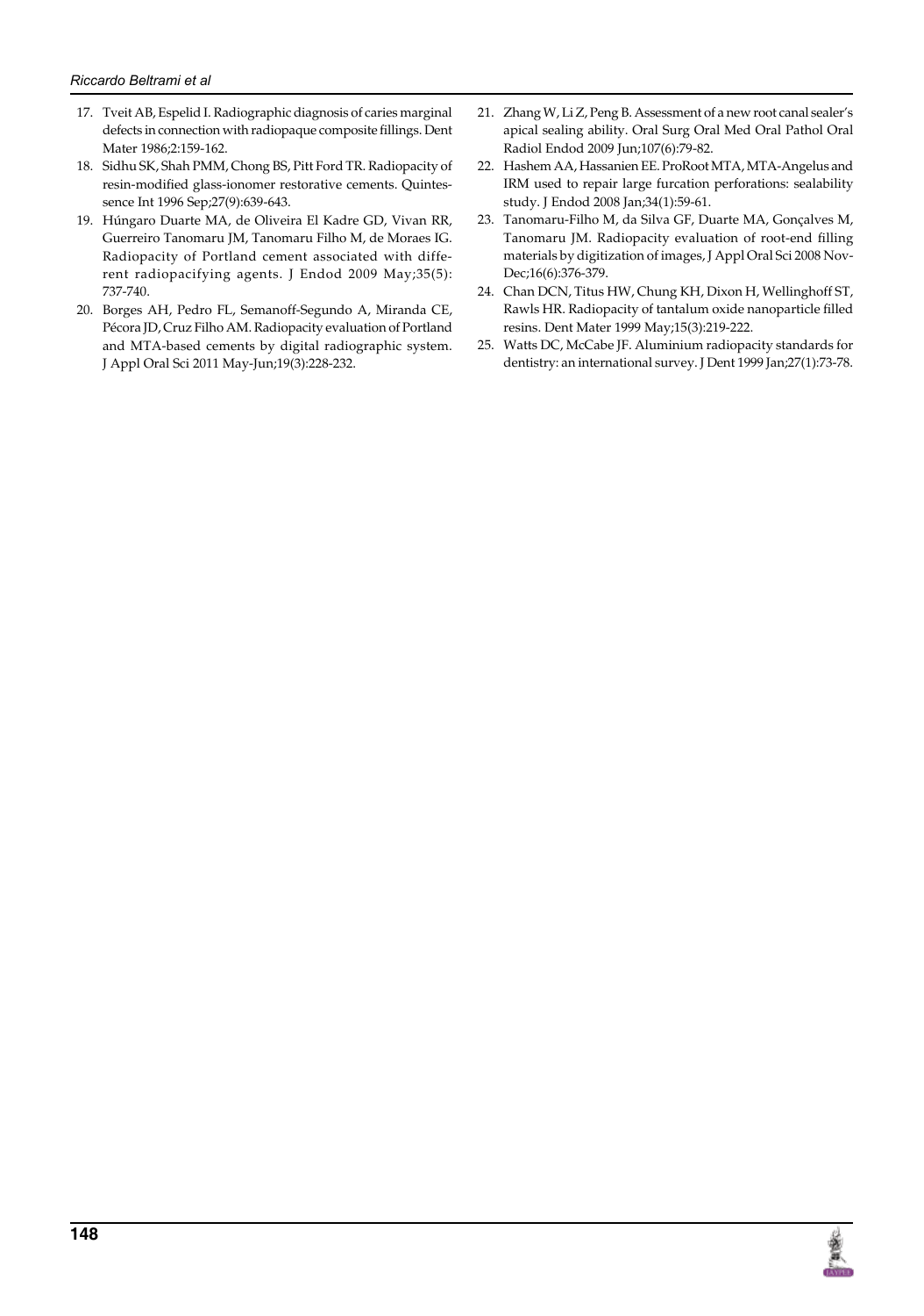17. Tveit AB, Espelid I. Radiographic diagnosis of caries marginal defects in connection with radiopaque composite fillings. Dent Mater 1986;2:159-162.
18. Sidhu SK, Shah PMM, Chong BS, Pitt Ford TR. Radiopacity of resin-modified glass-ionomer restorative cements. Quintessence Int 1996 Sep;27(9):639-643.
19. Húngaro Duarte MA, de Oliveira El Kadre GD, Vivan RR, Guerreiro Tanomaru JM, Tanomaru Filho M, de Moraes IG. Radiopacity of Portland cement associated with different radiopacifying agents. J Endod 2009 May;35(5): 737-740.
20. Borges AH, Pedro FL, Semanoff-Segundo A, Miranda CE, Pécora JD, Cruz Filho AM. Radiopacity evaluation of Portland and MTA-based cements by digital radiographic system. J Appl Oral Sci 2011 May-Jun;19(3):228-232.
21. Zhang W, Li Z, Peng B. Assessment of a new root canal sealer's apical sealing ability. Oral Surg Oral Med Oral Pathol Oral Radiol Endod 2009 Jun;107(6):79-82.
22. Hashem AA, Hassanien EE. ProRoot MTA, MTA-Angelus and IRM used to repair large furcation perforations: sealability study. J Endod 2008 Jan;34(1):59-61.
23. Tanomaru-Filho M, da Silva GF, Duarte MA, Gonçalves M, Tanomaru JM. Radiopacity evaluation of root-end filling materials by digitization of images, J Appl Oral Sci 2008 Nov-Dec;16(6):376-379.
24. Chan DCN, Titus HW, Chung KH, Dixon H, Wellinghoff ST, Rawls HR. Radiopacity of tantalum oxide nanoparticle filled resins. Dent Mater 1999 May;15(3):219-222.
25. Watts DC, McCabe JF. Aluminium radiopacity standards for dentistry: an international survey. J Dent 1999 Jan;27(1):73-78.